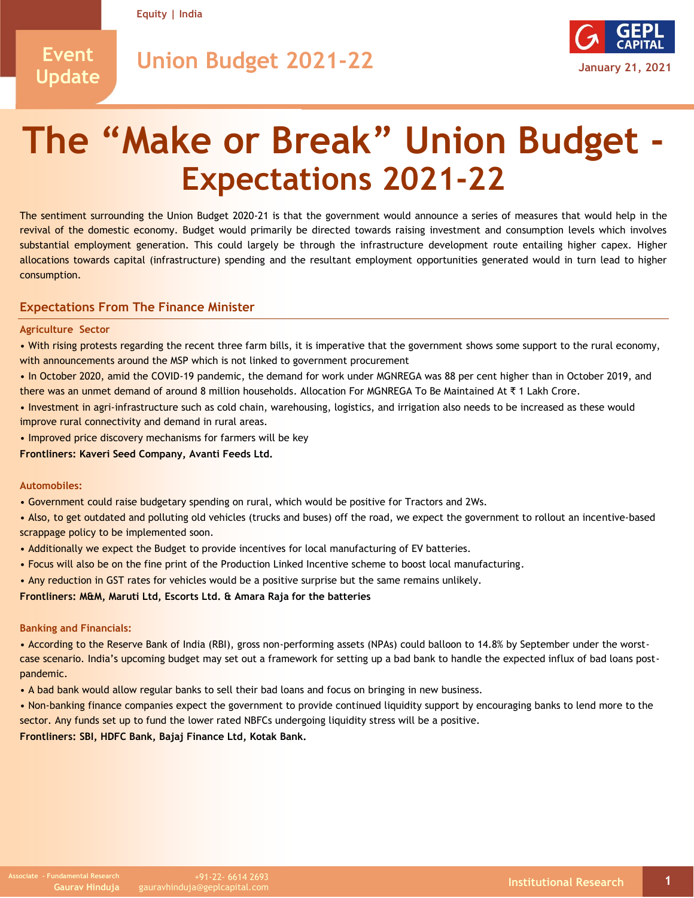Equity | India

Event Update

Union Budget 2021-22

January 21, 2021

# The "Make or Break" Union Budget - Expectations 2021-22

The sentiment surrounding the Union Budget 2020-21 is that the government would announce a series of measures that would help in the revival of the domestic economy. Budget would primarily be directed towards raising investment and consumption levels which involves substantial employment generation. This could largely be through the infrastructure development route entailing higher capex. Higher allocations towards capital (infrastructure) spending and the resultant employment opportunities generated would in turn lead to higher consumption.

## Expectations From The Finance Minister

### Agriculture Sector

- With rising protests regarding the recent three farm bills, it is imperative that the government shows some support to the rural economy, with announcements around the MSP which is not linked to government procurement
- In October 2020, amid the COVID-19 pandemic, the demand for work under MGNREGA was 88 per cent higher than in October 2019, and there was an unmet demand of around 8 million households. Allocation For MGNREGA To Be Maintained At ₹ 1 Lakh Crore.
- Investment in agri-infrastructure such as cold chain, warehousing, logistics, and irrigation also needs to be increased as these would improve rural connectivity and demand in rural areas.
- Improved price discovery mechanisms for farmers will be key

**Frontliners: Kaveri Seed Company, Avanti Feeds Ltd.**

### Automobiles:

- Government could raise budgetary spending on rural, which would be positive for Tractors and 2Ws.
- Also, to get outdated and polluting old vehicles (trucks and buses) off the road, we expect the government to rollout an incentive-based scrappage policy to be implemented soon.
- Additionally we expect the Budget to provide incentives for local manufacturing of EV batteries.
- Focus will also be on the fine print of the Production Linked Incentive scheme to boost local manufacturing.
- Any reduction in GST rates for vehicles would be a positive surprise but the same remains unlikely.

**Frontliners: M&M, Maruti Ltd, Escorts Ltd. & Amara Raja for the batteries**

### Banking and Financials:

- According to the Reserve Bank of India (RBI), gross non-performing assets (NPAs) could balloon to 14.8% by September under the worst-case scenario. India's upcoming budget may set out a framework for setting up a bad bank to handle the expected influx of bad loans post-pandemic.
- A bad bank would allow regular banks to sell their bad loans and focus on bringing in new business.
- Non-banking finance companies expect the government to provide continued liquidity support by encouraging banks to lend more to the sector. Any funds set up to fund the lower rated NBFCs undergoing liquidity stress will be a positive.

**Frontliners: SBI, HDFC Bank, Bajaj Finance Ltd, Kotak Bank.**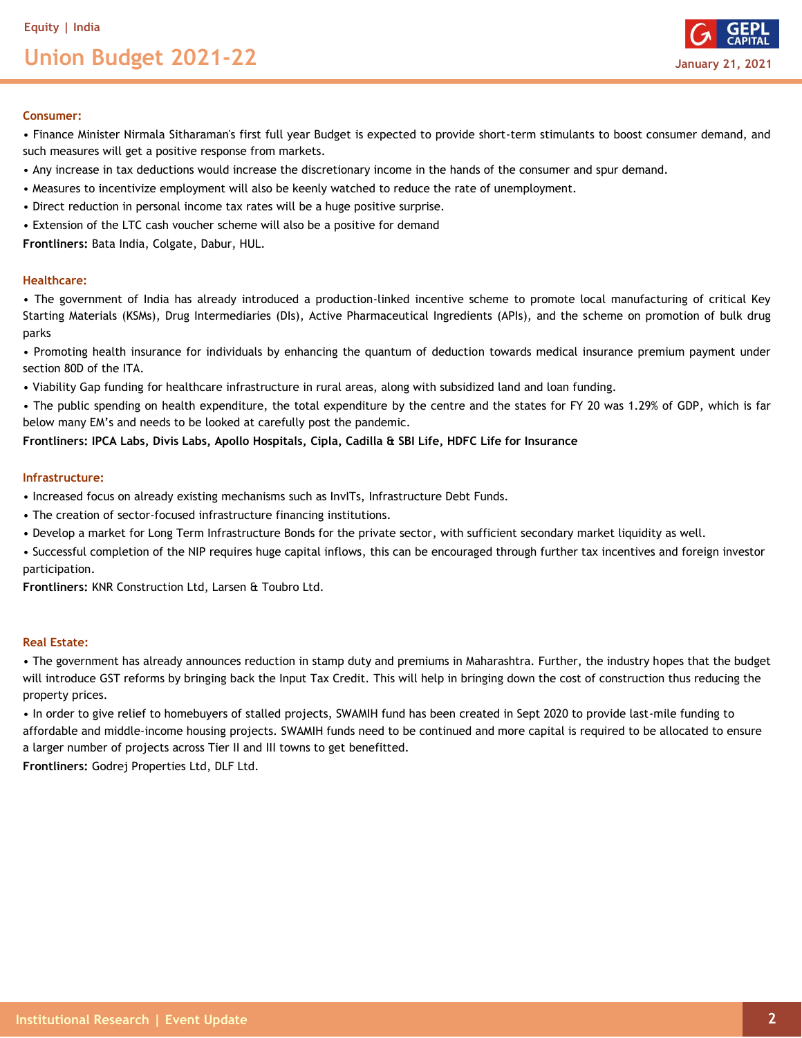### Consumer:

- Finance Minister Nirmala Sitharaman's first full year Budget is expected to provide short-term stimulants to boost consumer demand, and such measures will get a positive response from markets.
- Any increase in tax deductions would increase the discretionary income in the hands of the consumer and spur demand.
- Measures to incentivize employment will also be keenly watched to reduce the rate of unemployment.
- Direct reduction in personal income tax rates will be a huge positive surprise.
- Extension of the LTC cash voucher scheme will also be a positive for demand

**Frontliners:** Bata India, Colgate, Dabur, HUL.

### Healthcare:

- The government of India has already introduced a production-linked incentive scheme to promote local manufacturing of critical Key Starting Materials (KSMs), Drug Intermediaries (DIs), Active Pharmaceutical Ingredients (APIs), and the scheme on promotion of bulk drug parks
- Promoting health insurance for individuals by enhancing the quantum of deduction towards medical insurance premium payment under section 80D of the ITA.
- Viability Gap funding for healthcare infrastructure in rural areas, along with subsidized land and loan funding.
- The public spending on health expenditure, the total expenditure by the centre and the states for FY 20 was 1.29% of GDP, which is far below many EM's and needs to be looked at carefully post the pandemic.

**Frontliners: IPCA Labs, Divis Labs, Apollo Hospitals, Cipla, Cadilla & SBI Life, HDFC Life for Insurance**

### Infrastructure:

- Increased focus on already existing mechanisms such as InvITs, Infrastructure Debt Funds.
- The creation of sector-focused infrastructure financing institutions.
- Develop a market for Long Term Infrastructure Bonds for the private sector, with sufficient secondary market liquidity as well.
- Successful completion of the NIP requires huge capital inflows, this can be encouraged through further tax incentives and foreign investor participation.

**Frontliners:** KNR Construction Ltd, Larsen & Toubro Ltd.

### Real Estate:

- The government has already announces reduction in stamp duty and premiums in Maharashtra. Further, the industry hopes that the budget will introduce GST reforms by bringing back the Input Tax Credit. This will help in bringing down the cost of construction thus reducing the property prices.
- In order to give relief to homebuyers of stalled projects, SWAMIH fund has been created in Sept 2020 to provide last-mile funding to affordable and middle-income housing projects. SWAMIH funds need to be continued and more capital is required to be allocated to ensure a larger number of projects across Tier II and III towns to get benefitted.

**Frontliners:** Godrej Properties Ltd, DLF Ltd.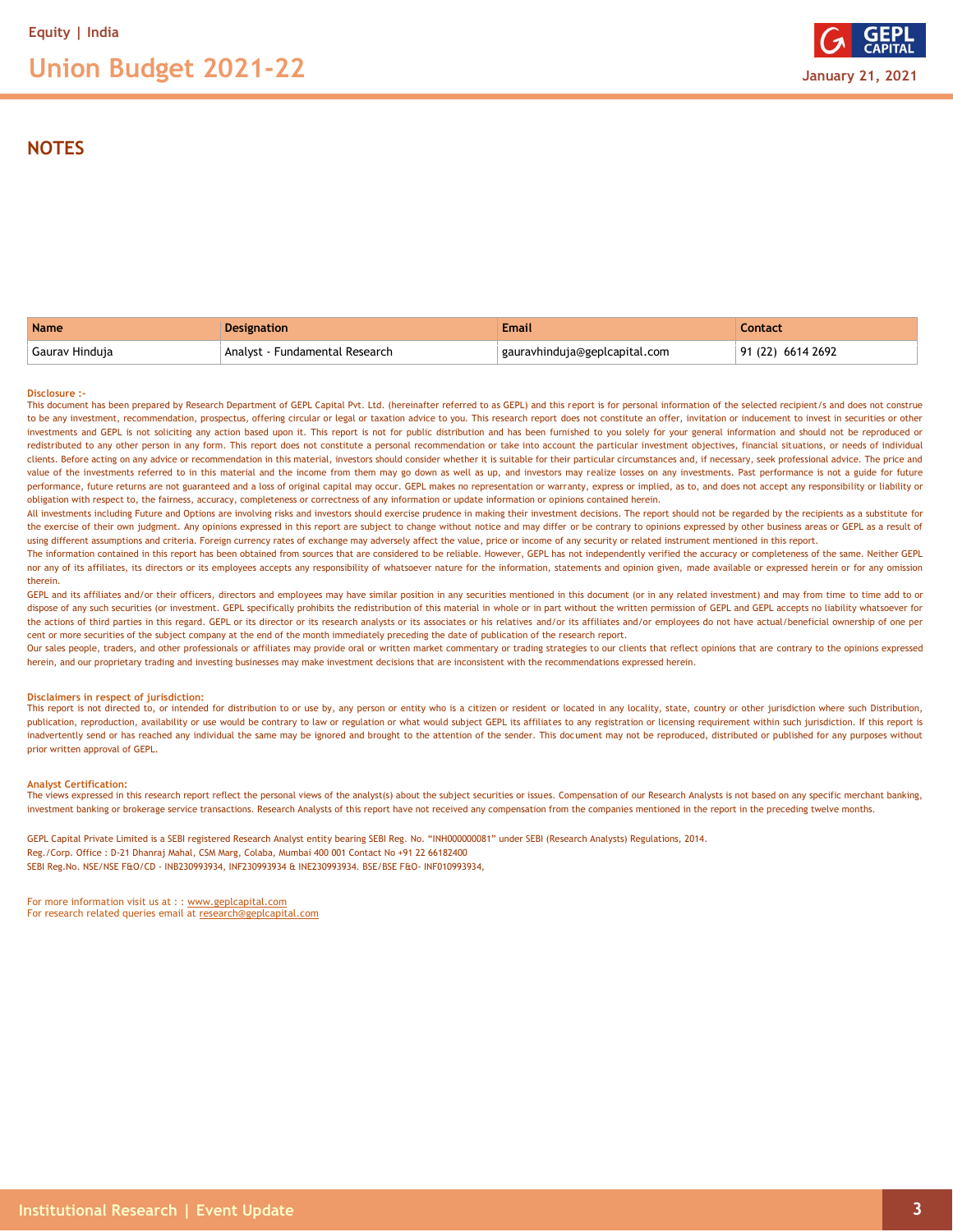## NOTES

| Name | Designation | Email | Contact |
| --- | --- | --- | --- |
| Gaurav Hinduja | Analyst - Fundamental Research | gauravhinduja@geplcapital.com | 91 (22) 6614 2692 |

**Disclosure :-**

This document has been prepared by Research Department of GEPL Capital Pvt. Ltd. (hereinafter referred to as GEPL) and this report is for personal information of the selected recipient/s and does not construe to be any investment, recommendation, prospectus, offering circular or legal or taxation advice to you. This research report does not constitute an offer, invitation or inducement to invest in securities or other investments and GEPL is not soliciting any action based upon it. This report is not for public distribution and has been furnished to you solely for your general information and should not be reproduced or redistributed to any other person in any form. This report does not constitute a personal recommendation or take into account the particular investment objectives, financial situations, or needs of individual clients. Before acting on any advice or recommendation in this material, investors should consider whether it is suitable for their particular circumstances and, if necessary, seek professional advice. The price and value of the investments referred to in this material and the income from them may go down as well as up, and investors may realize losses on any investments. Past performance is not a guide for future performance, future returns are not guaranteed and a loss of original capital may occur. GEPL makes no representation or warranty, express or implied, as to, and does not accept any responsibility or liability or obligation with respect to, the fairness, accuracy, completeness or correctness of any information or update information or opinions contained herein.

All investments including Future and Options are involving risks and investors should exercise prudence in making their investment decisions. The report should not be regarded by the recipients as a substitute for the exercise of their own judgment. Any opinions expressed in this report are subject to change without notice and may differ or be contrary to opinions expressed by other business areas or GEPL as a result of using different assumptions and criteria. Foreign currency rates of exchange may adversely affect the value, price or income of any security or related instrument mentioned in this report.

The information contained in this report has been obtained from sources that are considered to be reliable. However, GEPL has not independently verified the accuracy or completeness of the same. Neither GEPL nor any of its affiliates, its directors or its employees accepts any responsibility of whatsoever nature for the information, statements and opinion given, made available or expressed herein or for any omission therein.

GEPL and its affiliates and/or their officers, directors and employees may have similar position in any securities mentioned in this document (or in any related investment) and may from time to time add to or dispose of any such securities (or investment. GEPL specifically prohibits the redistribution of this material in whole or in part without the written permission of GEPL and GEPL accepts no liability whatsoever for the actions of third parties in this regard. GEPL or its director or its research analysts or its associates or his relatives and/or its affiliates and/or employees do not have actual/beneficial ownership of one per cent or more securities of the subject company at the end of the month immediately preceding the date of publication of the research report.

Our sales people, traders, and other professionals or affiliates may provide oral or written market commentary or trading strategies to our clients that reflect opinions that are contrary to the opinions expressed herein, and our proprietary trading and investing businesses may make investment decisions that are inconsistent with the recommendations expressed herein.

**Disclaimers in respect of jurisdiction:**

This report is not directed to, or intended for distribution to or use by, any person or entity who is a citizen or resident or located in any locality, state, country or other jurisdiction where such Distribution, publication, reproduction, availability or use would be contrary to law or regulation or what would subject GEPL its affiliates to any registration or licensing requirement within such jurisdiction. If this report is inadvertently send or has reached any individual the same may be ignored and brought to the attention of the sender. This document may not be reproduced, distributed or published for any purposes without prior written approval of GEPL.

**Analyst Certification:**

The views expressed in this research report reflect the personal views of the analyst(s) about the subject securities or issues. Compensation of our Research Analysts is not based on any specific merchant banking, investment banking or brokerage service transactions. Research Analysts of this report have not received any compensation from the companies mentioned in the report in the preceding twelve months.

GEPL Capital Private Limited is a SEBI registered Research Analyst entity bearing SEBI Reg. No. "INH000000081" under SEBI (Research Analysts) Regulations, 2014.
Reg./Corp. Office : D-21 Dhanraj Mahal, CSM Marg, Colaba, Mumbai 400 001 Contact No +91 22 66182400
SEBI Reg.No. NSE/NSE F&O/CD - INB230993934, INF230993934 & INE230993934. BSE/BSE F&O- INF010993934,

For more information visit us at : : www.geplcapital.com
For research related queries email at research@geplcapital.com